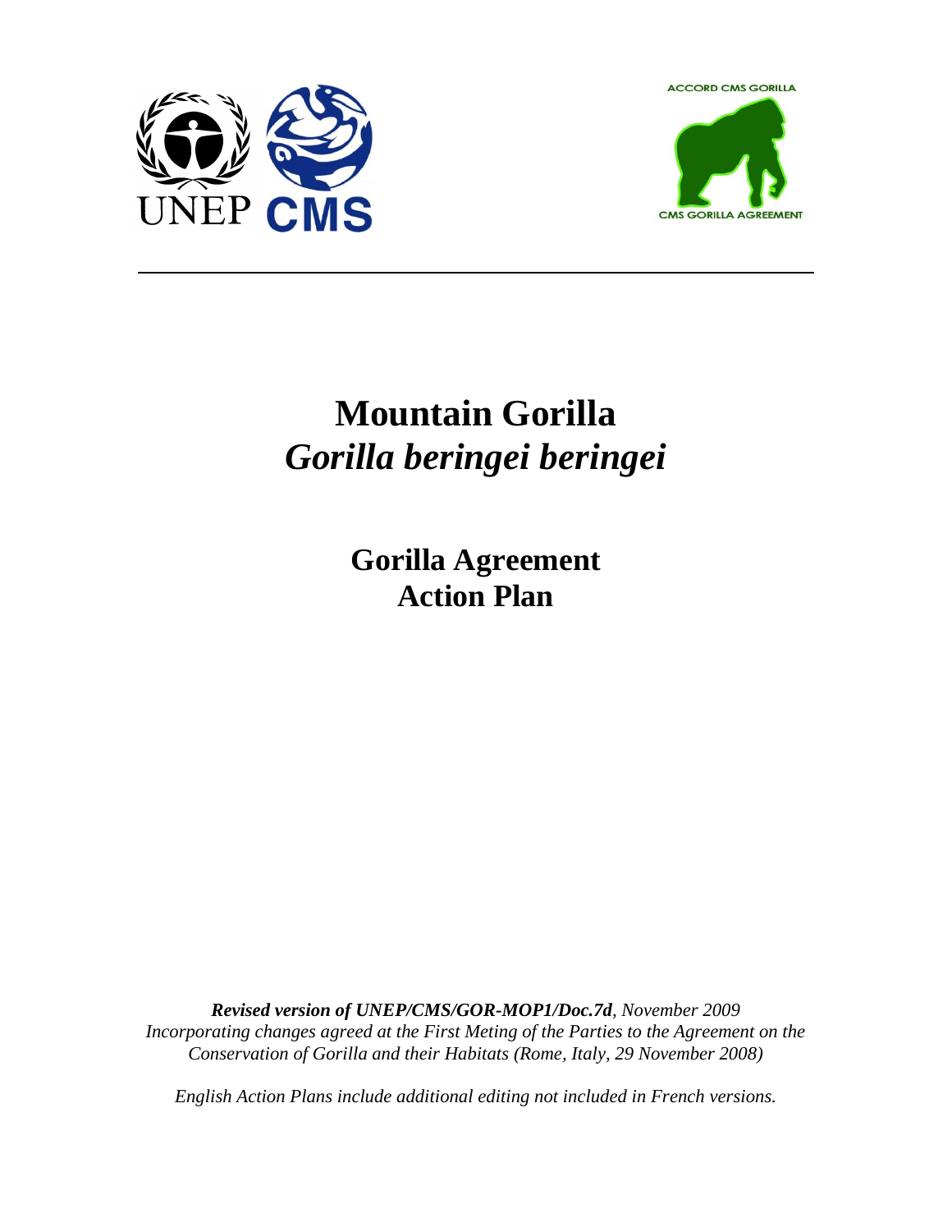UNEP CMS

ACCORD CMS GORILLA

CMS GORILLA AGREEMENT

# Mountain Gorilla
# *Gorilla beringei beringei*

## Gorilla Agreement
## Action Plan

***Revised version of UNEP/CMS/GOR-MOP1/Doc.7d**, November 2009*
*Incorporating changes agreed at the First Meting of the Parties to the Agreement on the Conservation of Gorilla and their Habitats (Rome, Italy, 29 November 2008)*

*English Action Plans include additional editing not included in French versions.*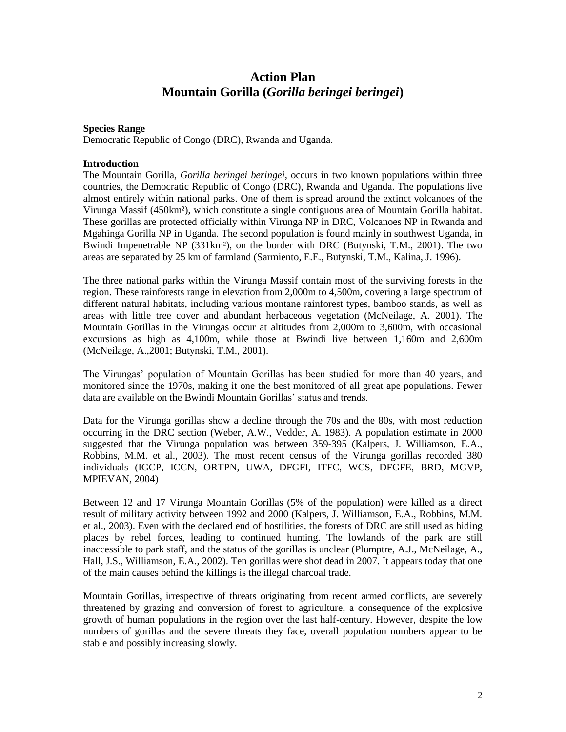# Action Plan
# Mountain Gorilla (*Gorilla beringei beringei*)

**Species Range**

Democratic Republic of Congo (DRC), Rwanda and Uganda.

**Introduction**

The Mountain Gorilla, *Gorilla beringei beringei*, occurs in two known populations within three countries, the Democratic Republic of Congo (DRC), Rwanda and Uganda. The populations live almost entirely within national parks. One of them is spread around the extinct volcanoes of the Virunga Massif (450km²), which constitute a single contiguous area of Mountain Gorilla habitat. These gorillas are protected officially within Virunga NP in DRC, Volcanoes NP in Rwanda and Mgahinga Gorilla NP in Uganda. The second population is found mainly in southwest Uganda, in Bwindi Impenetrable NP (331km²), on the border with DRC (Butynski, T.M., 2001). The two areas are separated by 25 km of farmland (Sarmiento, E.E., Butynski, T.M., Kalina, J. 1996).

The three national parks within the Virunga Massif contain most of the surviving forests in the region. These rainforests range in elevation from 2,000m to 4,500m, covering a large spectrum of different natural habitats, including various montane rainforest types, bamboo stands, as well as areas with little tree cover and abundant herbaceous vegetation (McNeilage, A. 2001). The Mountain Gorillas in the Virungas occur at altitudes from 2,000m to 3,600m, with occasional excursions as high as 4,100m, while those at Bwindi live between 1,160m and 2,600m (McNeilage, A.,2001; Butynski, T.M., 2001).

The Virungas' population of Mountain Gorillas has been studied for more than 40 years, and monitored since the 1970s, making it one the best monitored of all great ape populations. Fewer data are available on the Bwindi Mountain Gorillas' status and trends.

Data for the Virunga gorillas show a decline through the 70s and the 80s, with most reduction occurring in the DRC section (Weber, A.W., Vedder, A. 1983). A population estimate in 2000 suggested that the Virunga population was between 359-395 (Kalpers, J. Williamson, E.A., Robbins, M.M. et al., 2003). The most recent census of the Virunga gorillas recorded 380 individuals (IGCP, ICCN, ORTPN, UWA, DFGFI, ITFC, WCS, DFGFE, BRD, MGVP, MPIEVAN, 2004)

Between 12 and 17 Virunga Mountain Gorillas (5% of the population) were killed as a direct result of military activity between 1992 and 2000 (Kalpers, J. Williamson, E.A., Robbins, M.M. et al., 2003). Even with the declared end of hostilities, the forests of DRC are still used as hiding places by rebel forces, leading to continued hunting. The lowlands of the park are still inaccessible to park staff, and the status of the gorillas is unclear (Plumptre, A.J., McNeilage, A., Hall, J.S., Williamson, E.A., 2002). Ten gorillas were shot dead in 2007. It appears today that one of the main causes behind the killings is the illegal charcoal trade.

Mountain Gorillas, irrespective of threats originating from recent armed conflicts, are severely threatened by grazing and conversion of forest to agriculture, a consequence of the explosive growth of human populations in the region over the last half-century. However, despite the low numbers of gorillas and the severe threats they face, overall population numbers appear to be stable and possibly increasing slowly.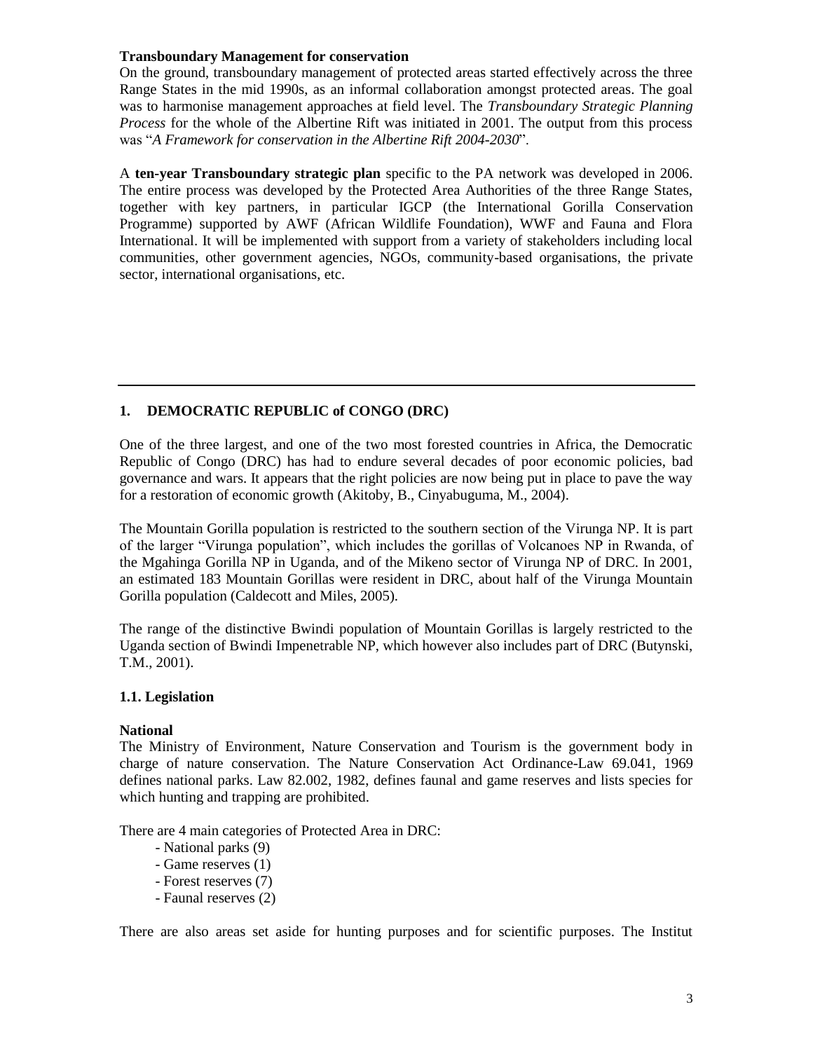**Transboundary Management for conservation**

On the ground, transboundary management of protected areas started effectively across the three Range States in the mid 1990s, as an informal collaboration amongst protected areas. The goal was to harmonise management approaches at field level. The *Transboundary Strategic Planning Process* for the whole of the Albertine Rift was initiated in 2001. The output from this process was "*A Framework for conservation in the Albertine Rift 2004-2030*".

A **ten-year Transboundary strategic plan** specific to the PA network was developed in 2006. The entire process was developed by the Protected Area Authorities of the three Range States, together with key partners, in particular IGCP (the International Gorilla Conservation Programme) supported by AWF (African Wildlife Foundation), WWF and Fauna and Flora International. It will be implemented with support from a variety of stakeholders including local communities, other government agencies, NGOs, community-based organisations, the private sector, international organisations, etc.

---

## 1. DEMOCRATIC REPUBLIC of CONGO (DRC)

One of the three largest, and one of the two most forested countries in Africa, the Democratic Republic of Congo (DRC) has had to endure several decades of poor economic policies, bad governance and wars. It appears that the right policies are now being put in place to pave the way for a restoration of economic growth (Akitoby, B., Cinyabuguma, M., 2004).

The Mountain Gorilla population is restricted to the southern section of the Virunga NP. It is part of the larger "Virunga population", which includes the gorillas of Volcanoes NP in Rwanda, of the Mgahinga Gorilla NP in Uganda, and of the Mikeno sector of Virunga NP of DRC. In 2001, an estimated 183 Mountain Gorillas were resident in DRC, about half of the Virunga Mountain Gorilla population (Caldecott and Miles, 2005).

The range of the distinctive Bwindi population of Mountain Gorillas is largely restricted to the Uganda section of Bwindi Impenetrable NP, which however also includes part of DRC (Butynski, T.M., 2001).

### 1.1. Legislation

**National**

The Ministry of Environment, Nature Conservation and Tourism is the government body in charge of nature conservation. The Nature Conservation Act Ordinance-Law 69.041, 1969 defines national parks. Law 82.002, 1982, defines faunal and game reserves and lists species for which hunting and trapping are prohibited.

There are 4 main categories of Protected Area in DRC:

- National parks (9)
- Game reserves (1)
- Forest reserves (7)
- Faunal reserves (2)

There are also areas set aside for hunting purposes and for scientific purposes. The Institut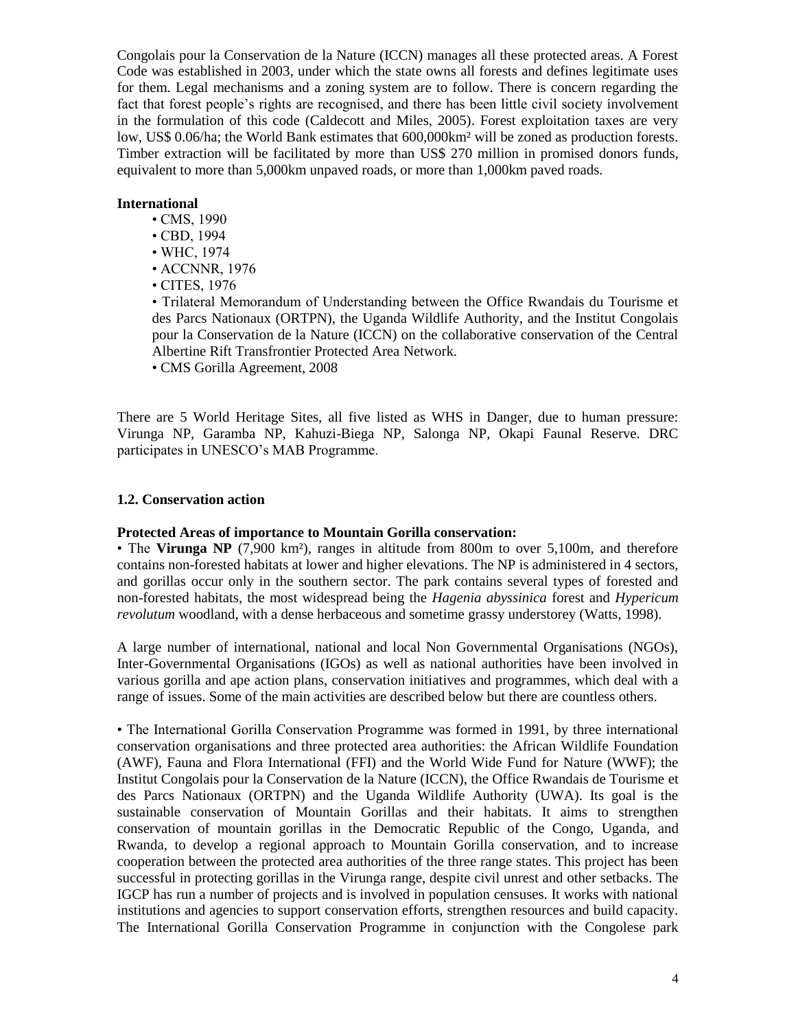Congolais pour la Conservation de la Nature (ICCN) manages all these protected areas. A Forest Code was established in 2003, under which the state owns all forests and defines legitimate uses for them. Legal mechanisms and a zoning system are to follow. There is concern regarding the fact that forest people's rights are recognised, and there has been little civil society involvement in the formulation of this code (Caldecott and Miles, 2005). Forest exploitation taxes are very low, US$ 0.06/ha; the World Bank estimates that 600,000km² will be zoned as production forests. Timber extraction will be facilitated by more than US$ 270 million in promised donors funds, equivalent to more than 5,000km unpaved roads, or more than 1,000km paved roads.

**International**

- CMS, 1990
- CBD, 1994
- WHC, 1974
- ACCNNR, 1976
- CITES, 1976
- Trilateral Memorandum of Understanding between the Office Rwandais du Tourisme et des Parcs Nationaux (ORTPN), the Uganda Wildlife Authority, and the Institut Congolais pour la Conservation de la Nature (ICCN) on the collaborative conservation of the Central Albertine Rift Transfrontier Protected Area Network.
- CMS Gorilla Agreement, 2008

There are 5 World Heritage Sites, all five listed as WHS in Danger, due to human pressure: Virunga NP, Garamba NP, Kahuzi-Biega NP, Salonga NP, Okapi Faunal Reserve. DRC participates in UNESCO's MAB Programme.

### 1.2. Conservation action

**Protected Areas of importance to Mountain Gorilla conservation:**

- The **Virunga NP** (7,900 km²), ranges in altitude from 800m to over 5,100m, and therefore contains non-forested habitats at lower and higher elevations. The NP is administered in 4 sectors, and gorillas occur only in the southern sector. The park contains several types of forested and non-forested habitats, the most widespread being the *Hagenia abyssinica* forest and *Hypericum revolutum* woodland, with a dense herbaceous and sometime grassy understorey (Watts, 1998).

A large number of international, national and local Non Governmental Organisations (NGOs), Inter-Governmental Organisations (IGOs) as well as national authorities have been involved in various gorilla and ape action plans, conservation initiatives and programmes, which deal with a range of issues. Some of the main activities are described below but there are countless others.

- The International Gorilla Conservation Programme was formed in 1991, by three international conservation organisations and three protected area authorities: the African Wildlife Foundation (AWF), Fauna and Flora International (FFI) and the World Wide Fund for Nature (WWF); the Institut Congolais pour la Conservation de la Nature (ICCN), the Office Rwandais de Tourisme et des Parcs Nationaux (ORTPN) and the Uganda Wildlife Authority (UWA). Its goal is the sustainable conservation of Mountain Gorillas and their habitats. It aims to strengthen conservation of mountain gorillas in the Democratic Republic of the Congo, Uganda, and Rwanda, to develop a regional approach to Mountain Gorilla conservation, and to increase cooperation between the protected area authorities of the three range states. This project has been successful in protecting gorillas in the Virunga range, despite civil unrest and other setbacks. The IGCP has run a number of projects and is involved in population censuses. It works with national institutions and agencies to support conservation efforts, strengthen resources and build capacity. The International Gorilla Conservation Programme in conjunction with the Congolese park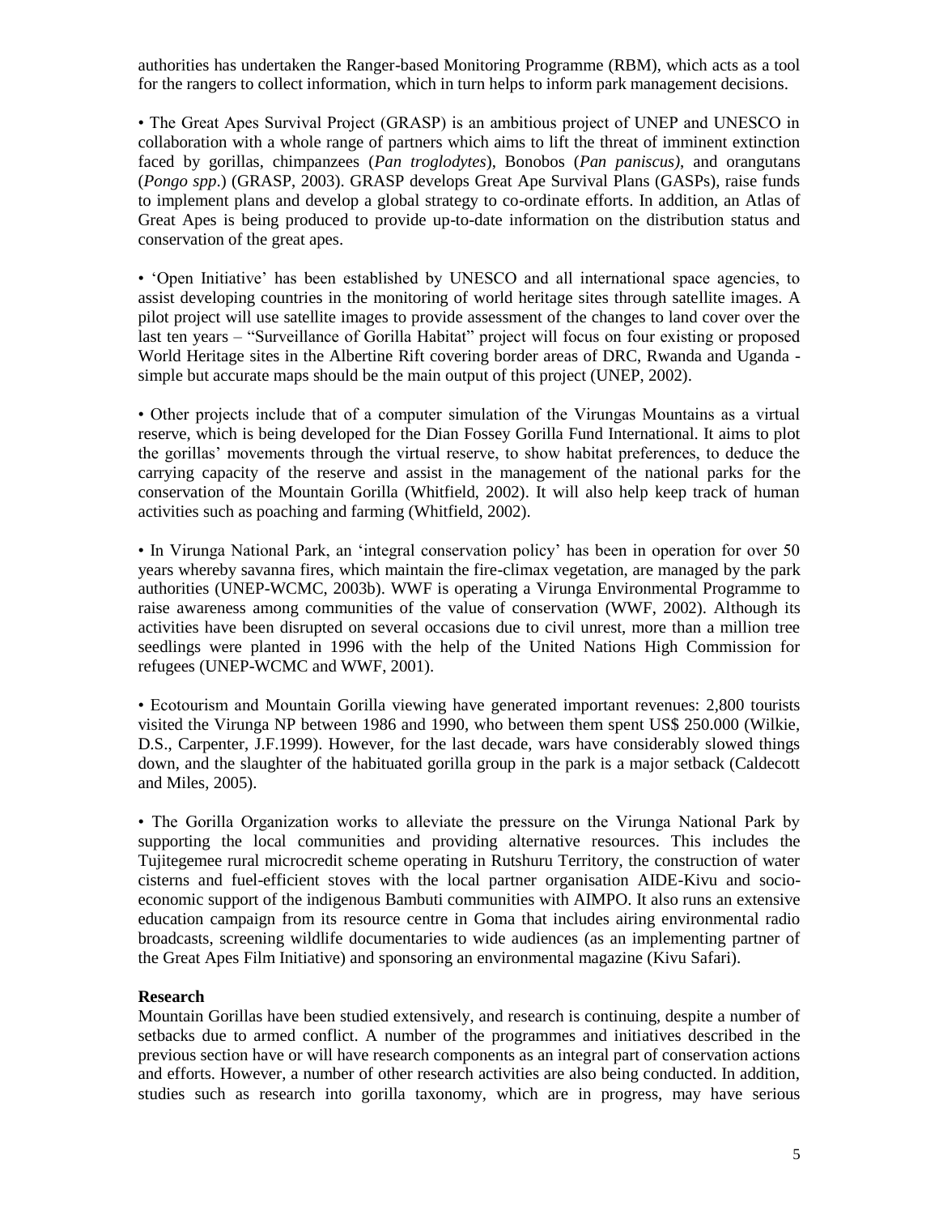authorities has undertaken the Ranger-based Monitoring Programme (RBM), which acts as a tool for the rangers to collect information, which in turn helps to inform park management decisions.

• The Great Apes Survival Project (GRASP) is an ambitious project of UNEP and UNESCO in collaboration with a whole range of partners which aims to lift the threat of imminent extinction faced by gorillas, chimpanzees (*Pan troglodytes*), Bonobos (*Pan paniscus)*, and orangutans (*Pongo spp*.) (GRASP, 2003). GRASP develops Great Ape Survival Plans (GASPs), raise funds to implement plans and develop a global strategy to co-ordinate efforts. In addition, an Atlas of Great Apes is being produced to provide up-to-date information on the distribution status and conservation of the great apes.

• 'Open Initiative' has been established by UNESCO and all international space agencies, to assist developing countries in the monitoring of world heritage sites through satellite images. A pilot project will use satellite images to provide assessment of the changes to land cover over the last ten years – "Surveillance of Gorilla Habitat" project will focus on four existing or proposed World Heritage sites in the Albertine Rift covering border areas of DRC, Rwanda and Uganda - simple but accurate maps should be the main output of this project (UNEP, 2002).

• Other projects include that of a computer simulation of the Virungas Mountains as a virtual reserve, which is being developed for the Dian Fossey Gorilla Fund International. It aims to plot the gorillas' movements through the virtual reserve, to show habitat preferences, to deduce the carrying capacity of the reserve and assist in the management of the national parks for the conservation of the Mountain Gorilla (Whitfield, 2002). It will also help keep track of human activities such as poaching and farming (Whitfield, 2002).

• In Virunga National Park, an 'integral conservation policy' has been in operation for over 50 years whereby savanna fires, which maintain the fire-climax vegetation, are managed by the park authorities (UNEP-WCMC, 2003b). WWF is operating a Virunga Environmental Programme to raise awareness among communities of the value of conservation (WWF, 2002). Although its activities have been disrupted on several occasions due to civil unrest, more than a million tree seedlings were planted in 1996 with the help of the United Nations High Commission for refugees (UNEP-WCMC and WWF, 2001).

• Ecotourism and Mountain Gorilla viewing have generated important revenues: 2,800 tourists visited the Virunga NP between 1986 and 1990, who between them spent US$ 250.000 (Wilkie, D.S., Carpenter, J.F.1999). However, for the last decade, wars have considerably slowed things down, and the slaughter of the habituated gorilla group in the park is a major setback (Caldecott and Miles, 2005).

• The Gorilla Organization works to alleviate the pressure on the Virunga National Park by supporting the local communities and providing alternative resources. This includes the Tujitegemee rural microcredit scheme operating in Rutshuru Territory, the construction of water cisterns and fuel-efficient stoves with the local partner organisation AIDE-Kivu and socio-economic support of the indigenous Bambuti communities with AIMPO. It also runs an extensive education campaign from its resource centre in Goma that includes airing environmental radio broadcasts, screening wildlife documentaries to wide audiences (as an implementing partner of the Great Apes Film Initiative) and sponsoring an environmental magazine (Kivu Safari).

**Research**

Mountain Gorillas have been studied extensively, and research is continuing, despite a number of setbacks due to armed conflict. A number of the programmes and initiatives described in the previous section have or will have research components as an integral part of conservation actions and efforts. However, a number of other research activities are also being conducted. In addition, studies such as research into gorilla taxonomy, which are in progress, may have serious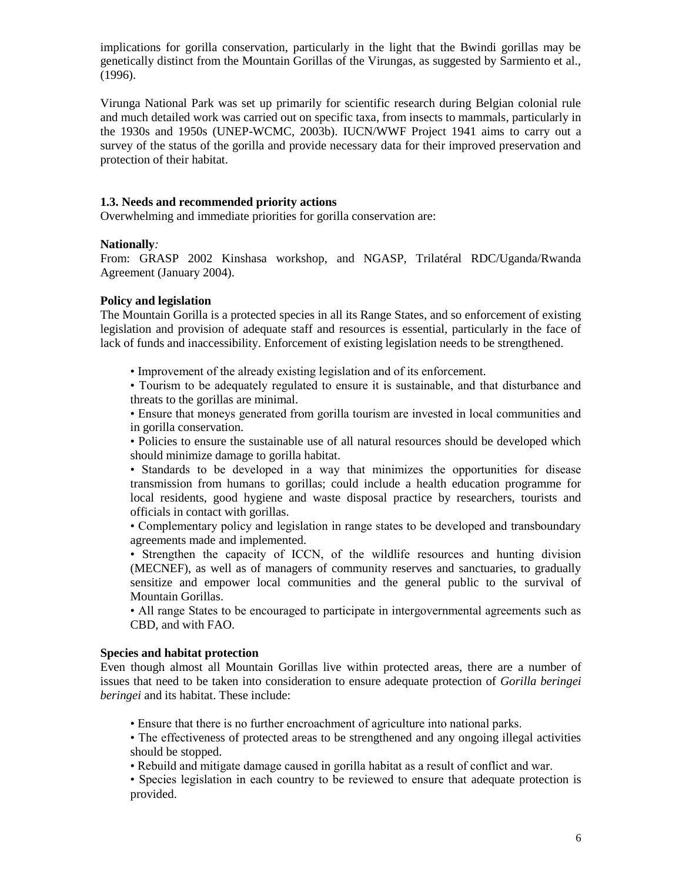implications for gorilla conservation, particularly in the light that the Bwindi gorillas may be genetically distinct from the Mountain Gorillas of the Virungas, as suggested by Sarmiento et al., (1996).

Virunga National Park was set up primarily for scientific research during Belgian colonial rule and much detailed work was carried out on specific taxa, from insects to mammals, particularly in the 1930s and 1950s (UNEP-WCMC, 2003b). IUCN/WWF Project 1941 aims to carry out a survey of the status of the gorilla and provide necessary data for their improved preservation and protection of their habitat.

### 1.3. Needs and recommended priority actions

Overwhelming and immediate priorities for gorilla conservation are:

**Nationally***:*

From: GRASP 2002 Kinshasa workshop, and NGASP, Trilatéral RDC/Uganda/Rwanda Agreement (January 2004).

**Policy and legislation**

The Mountain Gorilla is a protected species in all its Range States, and so enforcement of existing legislation and provision of adequate staff and resources is essential, particularly in the face of lack of funds and inaccessibility. Enforcement of existing legislation needs to be strengthened.

- Improvement of the already existing legislation and of its enforcement.
- Tourism to be adequately regulated to ensure it is sustainable, and that disturbance and threats to the gorillas are minimal.
- Ensure that moneys generated from gorilla tourism are invested in local communities and in gorilla conservation.
- Policies to ensure the sustainable use of all natural resources should be developed which should minimize damage to gorilla habitat.
- Standards to be developed in a way that minimizes the opportunities for disease transmission from humans to gorillas; could include a health education programme for local residents, good hygiene and waste disposal practice by researchers, tourists and officials in contact with gorillas.
- Complementary policy and legislation in range states to be developed and transboundary agreements made and implemented.
- Strengthen the capacity of ICCN, of the wildlife resources and hunting division (MECNEF), as well as of managers of community reserves and sanctuaries, to gradually sensitize and empower local communities and the general public to the survival of Mountain Gorillas.
- All range States to be encouraged to participate in intergovernmental agreements such as CBD, and with FAO.

**Species and habitat protection**

Even though almost all Mountain Gorillas live within protected areas, there are a number of issues that need to be taken into consideration to ensure adequate protection of *Gorilla beringei beringei* and its habitat. These include:

- Ensure that there is no further encroachment of agriculture into national parks.
- The effectiveness of protected areas to be strengthened and any ongoing illegal activities should be stopped.
- Rebuild and mitigate damage caused in gorilla habitat as a result of conflict and war.
- Species legislation in each country to be reviewed to ensure that adequate protection is provided.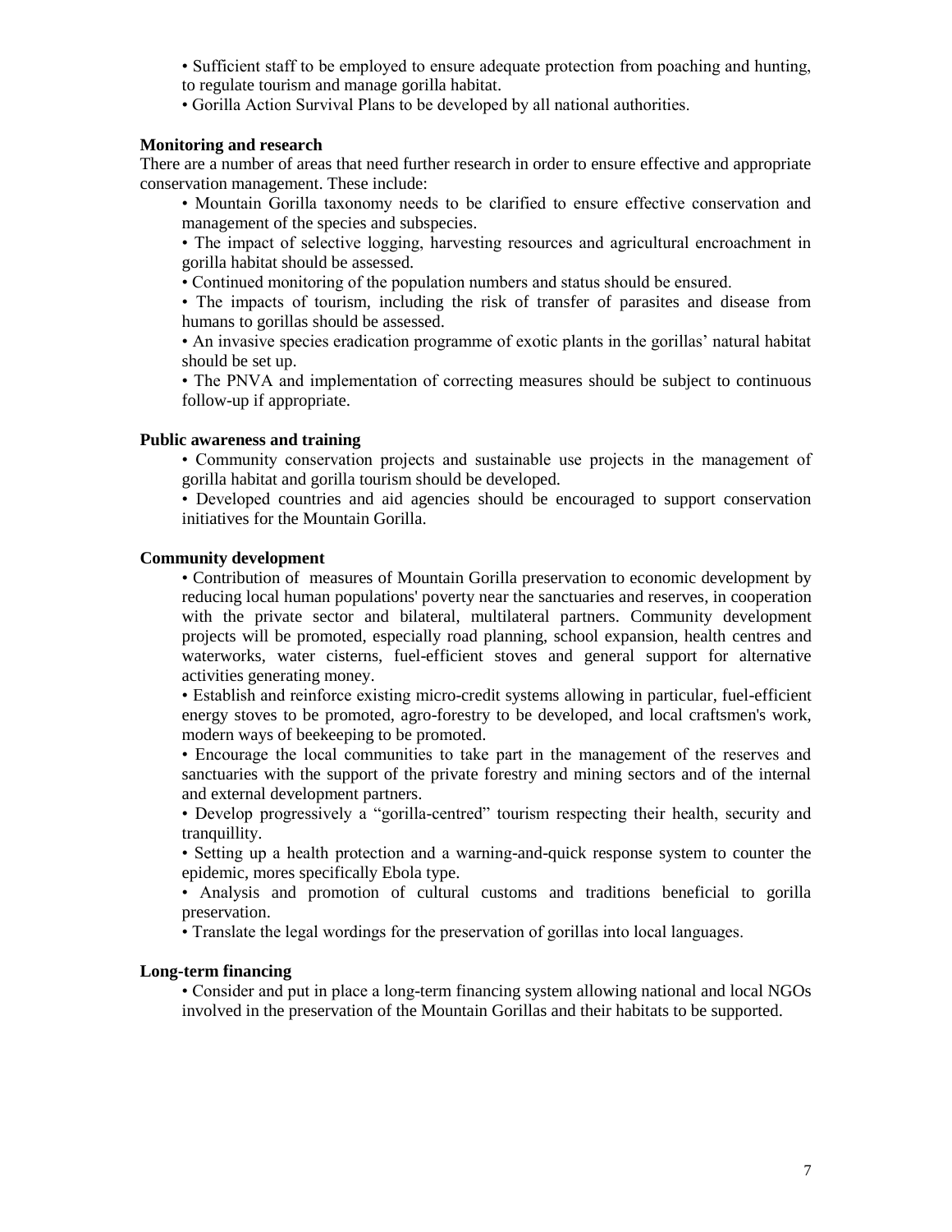- Sufficient staff to be employed to ensure adequate protection from poaching and hunting, to regulate tourism and manage gorilla habitat.
- Gorilla Action Survival Plans to be developed by all national authorities.

**Monitoring and research**

There are a number of areas that need further research in order to ensure effective and appropriate conservation management. These include:

- Mountain Gorilla taxonomy needs to be clarified to ensure effective conservation and management of the species and subspecies.
- The impact of selective logging, harvesting resources and agricultural encroachment in gorilla habitat should be assessed.
- Continued monitoring of the population numbers and status should be ensured.
- The impacts of tourism, including the risk of transfer of parasites and disease from humans to gorillas should be assessed.
- An invasive species eradication programme of exotic plants in the gorillas' natural habitat should be set up.
- The PNVA and implementation of correcting measures should be subject to continuous follow-up if appropriate.

**Public awareness and training**

- Community conservation projects and sustainable use projects in the management of gorilla habitat and gorilla tourism should be developed.
- Developed countries and aid agencies should be encouraged to support conservation initiatives for the Mountain Gorilla.

**Community development**

- Contribution of measures of Mountain Gorilla preservation to economic development by reducing local human populations' poverty near the sanctuaries and reserves, in cooperation with the private sector and bilateral, multilateral partners. Community development projects will be promoted, especially road planning, school expansion, health centres and waterworks, water cisterns, fuel-efficient stoves and general support for alternative activities generating money.
- Establish and reinforce existing micro-credit systems allowing in particular, fuel-efficient energy stoves to be promoted, agro-forestry to be developed, and local craftsmen's work, modern ways of beekeeping to be promoted.
- Encourage the local communities to take part in the management of the reserves and sanctuaries with the support of the private forestry and mining sectors and of the internal and external development partners.
- Develop progressively a "gorilla-centred" tourism respecting their health, security and tranquillity.
- Setting up a health protection and a warning-and-quick response system to counter the epidemic, mores specifically Ebola type.
- Analysis and promotion of cultural customs and traditions beneficial to gorilla preservation.
- Translate the legal wordings for the preservation of gorillas into local languages.

**Long-term financing**

- Consider and put in place a long-term financing system allowing national and local NGOs involved in the preservation of the Mountain Gorillas and their habitats to be supported.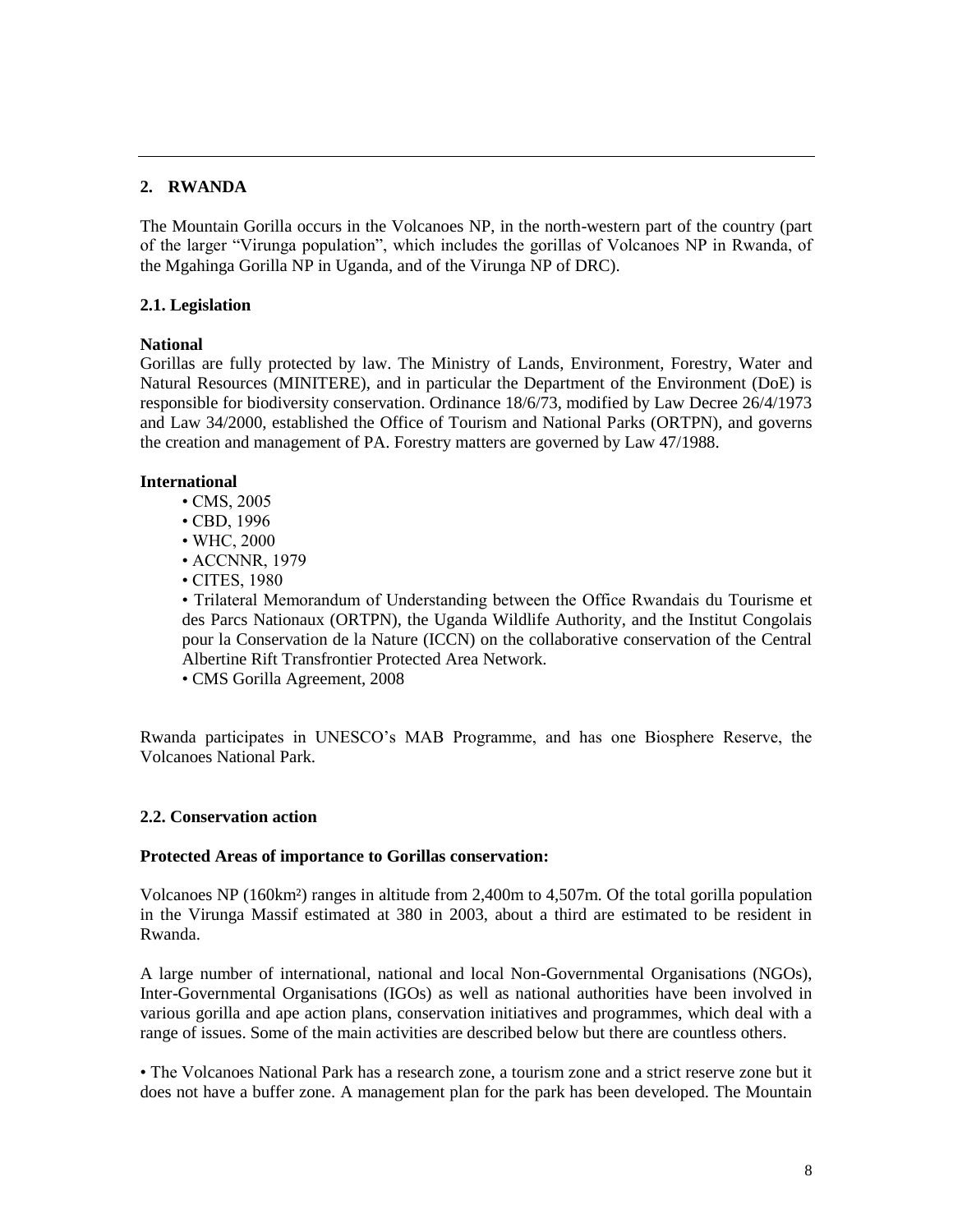## 2. RWANDA

The Mountain Gorilla occurs in the Volcanoes NP, in the north-western part of the country (part of the larger "Virunga population", which includes the gorillas of Volcanoes NP in Rwanda, of the Mgahinga Gorilla NP in Uganda, and of the Virunga NP of DRC).

### 2.1. Legislation

**National**

Gorillas are fully protected by law. The Ministry of Lands, Environment, Forestry, Water and Natural Resources (MINITERE), and in particular the Department of the Environment (DoE) is responsible for biodiversity conservation. Ordinance 18/6/73, modified by Law Decree 26/4/1973 and Law 34/2000, established the Office of Tourism and National Parks (ORTPN), and governs the creation and management of PA. Forestry matters are governed by Law 47/1988.

**International**

- CMS, 2005
- CBD, 1996
- WHC, 2000
- ACCNNR, 1979
- CITES, 1980
- Trilateral Memorandum of Understanding between the Office Rwandais du Tourisme et des Parcs Nationaux (ORTPN), the Uganda Wildlife Authority, and the Institut Congolais pour la Conservation de la Nature (ICCN) on the collaborative conservation of the Central Albertine Rift Transfrontier Protected Area Network.
- CMS Gorilla Agreement, 2008

Rwanda participates in UNESCO's MAB Programme, and has one Biosphere Reserve, the Volcanoes National Park.

### 2.2. Conservation action

**Protected Areas of importance to Gorillas conservation:**

Volcanoes NP (160km²) ranges in altitude from 2,400m to 4,507m. Of the total gorilla population in the Virunga Massif estimated at 380 in 2003, about a third are estimated to be resident in Rwanda.

A large number of international, national and local Non-Governmental Organisations (NGOs), Inter-Governmental Organisations (IGOs) as well as national authorities have been involved in various gorilla and ape action plans, conservation initiatives and programmes, which deal with a range of issues. Some of the main activities are described below but there are countless others.

- The Volcanoes National Park has a research zone, a tourism zone and a strict reserve zone but it does not have a buffer zone. A management plan for the park has been developed. The Mountain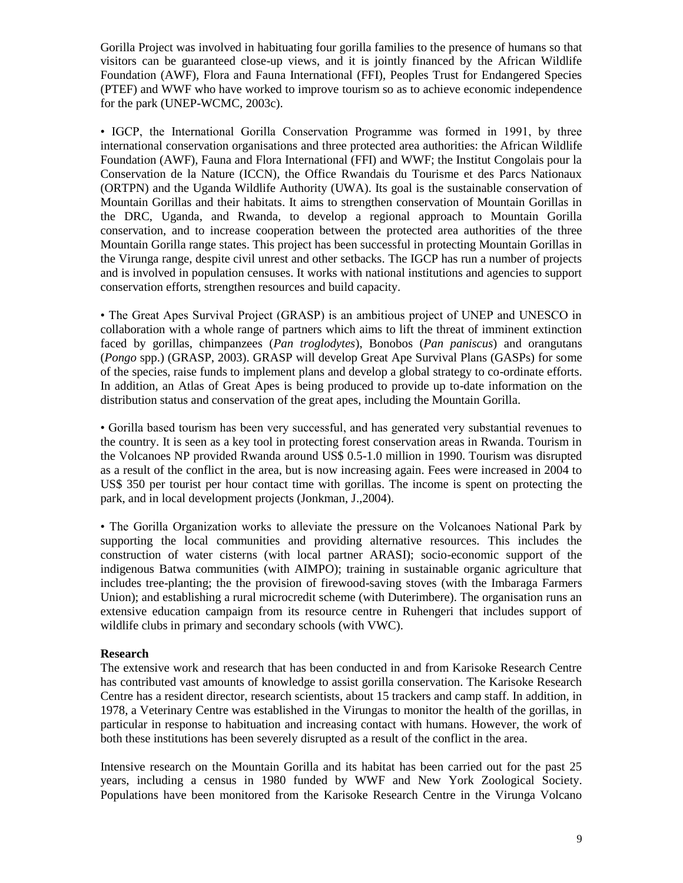Gorilla Project was involved in habituating four gorilla families to the presence of humans so that visitors can be guaranteed close-up views, and it is jointly financed by the African Wildlife Foundation (AWF), Flora and Fauna International (FFI), Peoples Trust for Endangered Species (PTEF) and WWF who have worked to improve tourism so as to achieve economic independence for the park (UNEP-WCMC, 2003c).

• IGCP, the International Gorilla Conservation Programme was formed in 1991, by three international conservation organisations and three protected area authorities: the African Wildlife Foundation (AWF), Fauna and Flora International (FFI) and WWF; the Institut Congolais pour la Conservation de la Nature (ICCN), the Office Rwandais du Tourisme et des Parcs Nationaux (ORTPN) and the Uganda Wildlife Authority (UWA). Its goal is the sustainable conservation of Mountain Gorillas and their habitats. It aims to strengthen conservation of Mountain Gorillas in the DRC, Uganda, and Rwanda, to develop a regional approach to Mountain Gorilla conservation, and to increase cooperation between the protected area authorities of the three Mountain Gorilla range states. This project has been successful in protecting Mountain Gorillas in the Virunga range, despite civil unrest and other setbacks. The IGCP has run a number of projects and is involved in population censuses. It works with national institutions and agencies to support conservation efforts, strengthen resources and build capacity.

• The Great Apes Survival Project (GRASP) is an ambitious project of UNEP and UNESCO in collaboration with a whole range of partners which aims to lift the threat of imminent extinction faced by gorillas, chimpanzees (*Pan troglodytes*), Bonobos (*Pan paniscus*) and orangutans (*Pongo* spp.) (GRASP, 2003). GRASP will develop Great Ape Survival Plans (GASPs) for some of the species, raise funds to implement plans and develop a global strategy to co-ordinate efforts. In addition, an Atlas of Great Apes is being produced to provide up to-date information on the distribution status and conservation of the great apes, including the Mountain Gorilla.

• Gorilla based tourism has been very successful, and has generated very substantial revenues to the country. It is seen as a key tool in protecting forest conservation areas in Rwanda. Tourism in the Volcanoes NP provided Rwanda around US$ 0.5-1.0 million in 1990. Tourism was disrupted as a result of the conflict in the area, but is now increasing again. Fees were increased in 2004 to US$ 350 per tourist per hour contact time with gorillas. The income is spent on protecting the park, and in local development projects (Jonkman, J.,2004).

• The Gorilla Organization works to alleviate the pressure on the Volcanoes National Park by supporting the local communities and providing alternative resources. This includes the construction of water cisterns (with local partner ARASI); socio-economic support of the indigenous Batwa communities (with AIMPO); training in sustainable organic agriculture that includes tree-planting; the the provision of firewood-saving stoves (with the Imbaraga Farmers Union); and establishing a rural microcredit scheme (with Duterimbere). The organisation runs an extensive education campaign from its resource centre in Ruhengeri that includes support of wildlife clubs in primary and secondary schools (with VWC).

**Research**

The extensive work and research that has been conducted in and from Karisoke Research Centre has contributed vast amounts of knowledge to assist gorilla conservation. The Karisoke Research Centre has a resident director, research scientists, about 15 trackers and camp staff. In addition, in 1978, a Veterinary Centre was established in the Virungas to monitor the health of the gorillas, in particular in response to habituation and increasing contact with humans. However, the work of both these institutions has been severely disrupted as a result of the conflict in the area.

Intensive research on the Mountain Gorilla and its habitat has been carried out for the past 25 years, including a census in 1980 funded by WWF and New York Zoological Society. Populations have been monitored from the Karisoke Research Centre in the Virunga Volcano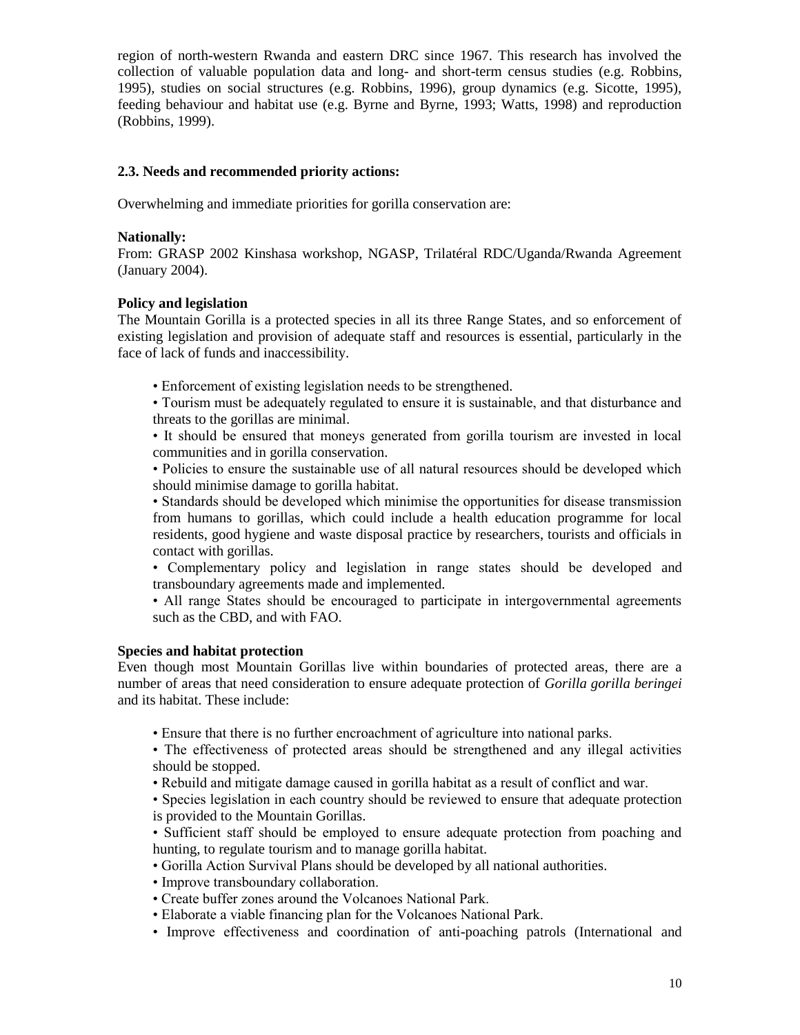region of north-western Rwanda and eastern DRC since 1967. This research has involved the collection of valuable population data and long- and short-term census studies (e.g. Robbins, 1995), studies on social structures (e.g. Robbins, 1996), group dynamics (e.g. Sicotte, 1995), feeding behaviour and habitat use (e.g. Byrne and Byrne, 1993; Watts, 1998) and reproduction (Robbins, 1999).

### 2.3. Needs and recommended priority actions:

Overwhelming and immediate priorities for gorilla conservation are:

**Nationally:**
From: GRASP 2002 Kinshasa workshop, NGASP, Trilatéral RDC/Uganda/Rwanda Agreement (January 2004).

**Policy and legislation**
The Mountain Gorilla is a protected species in all its three Range States, and so enforcement of existing legislation and provision of adequate staff and resources is essential, particularly in the face of lack of funds and inaccessibility.

- Enforcement of existing legislation needs to be strengthened.
- Tourism must be adequately regulated to ensure it is sustainable, and that disturbance and threats to the gorillas are minimal.
- It should be ensured that moneys generated from gorilla tourism are invested in local communities and in gorilla conservation.
- Policies to ensure the sustainable use of all natural resources should be developed which should minimise damage to gorilla habitat.
- Standards should be developed which minimise the opportunities for disease transmission from humans to gorillas, which could include a health education programme for local residents, good hygiene and waste disposal practice by researchers, tourists and officials in contact with gorillas.
- Complementary policy and legislation in range states should be developed and transboundary agreements made and implemented.
- All range States should be encouraged to participate in intergovernmental agreements such as the CBD, and with FAO.

**Species and habitat protection**
Even though most Mountain Gorillas live within boundaries of protected areas, there are a number of areas that need consideration to ensure adequate protection of *Gorilla gorilla beringei* and its habitat. These include:

- Ensure that there is no further encroachment of agriculture into national parks.
- The effectiveness of protected areas should be strengthened and any illegal activities should be stopped.
- Rebuild and mitigate damage caused in gorilla habitat as a result of conflict and war.
- Species legislation in each country should be reviewed to ensure that adequate protection is provided to the Mountain Gorillas.
- Sufficient staff should be employed to ensure adequate protection from poaching and hunting, to regulate tourism and to manage gorilla habitat.
- Gorilla Action Survival Plans should be developed by all national authorities.
- Improve transboundary collaboration.
- Create buffer zones around the Volcanoes National Park.
- Elaborate a viable financing plan for the Volcanoes National Park.
- Improve effectiveness and coordination of anti-poaching patrols (International and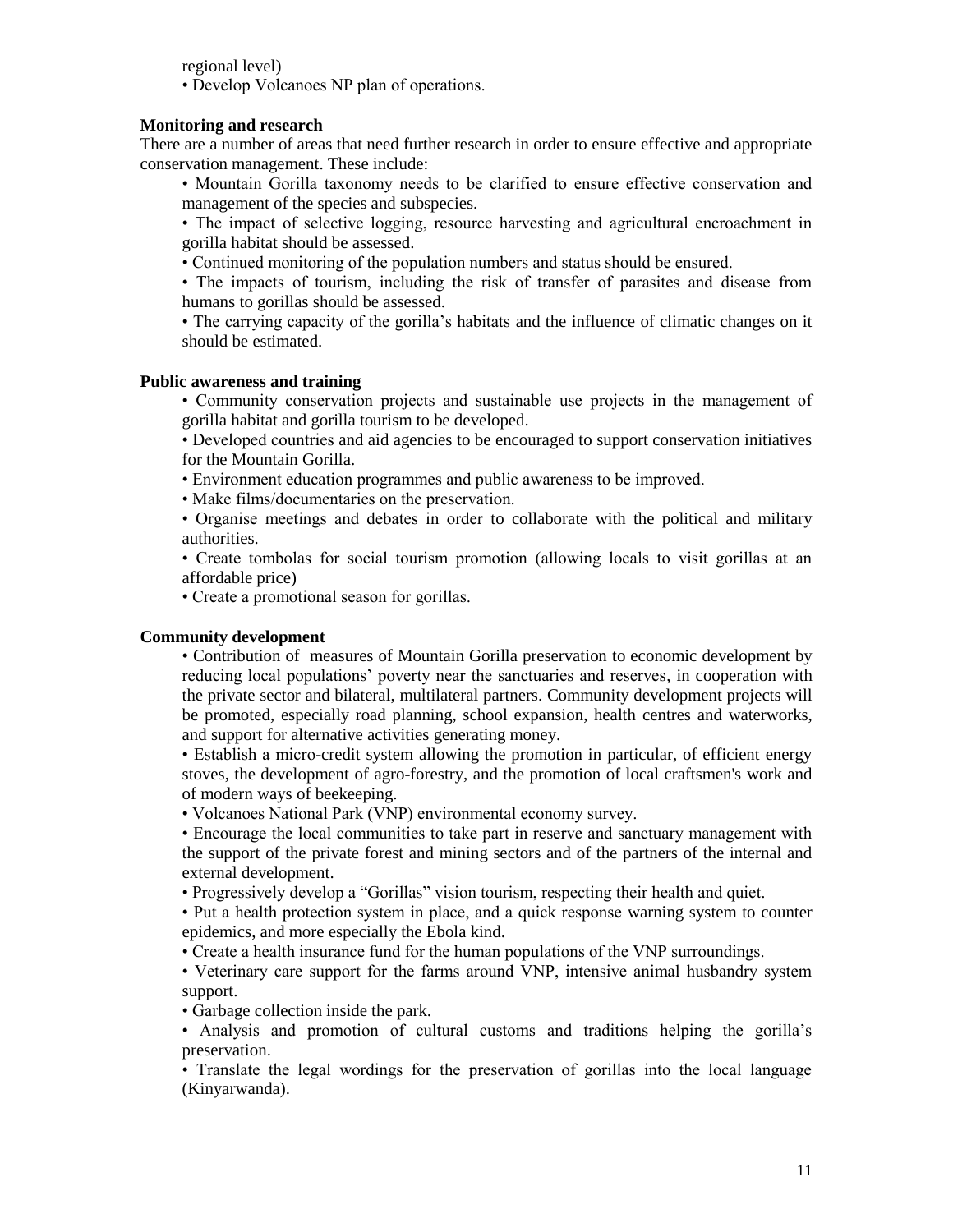regional level)

- Develop Volcanoes NP plan of operations.

**Monitoring and research**

There are a number of areas that need further research in order to ensure effective and appropriate conservation management. These include:

- Mountain Gorilla taxonomy needs to be clarified to ensure effective conservation and management of the species and subspecies.
- The impact of selective logging, resource harvesting and agricultural encroachment in gorilla habitat should be assessed.
- Continued monitoring of the population numbers and status should be ensured.
- The impacts of tourism, including the risk of transfer of parasites and disease from humans to gorillas should be assessed.
- The carrying capacity of the gorilla's habitats and the influence of climatic changes on it should be estimated.

**Public awareness and training**

- Community conservation projects and sustainable use projects in the management of gorilla habitat and gorilla tourism to be developed.
- Developed countries and aid agencies to be encouraged to support conservation initiatives for the Mountain Gorilla.
- Environment education programmes and public awareness to be improved.
- Make films/documentaries on the preservation.
- Organise meetings and debates in order to collaborate with the political and military authorities.
- Create tombolas for social tourism promotion (allowing locals to visit gorillas at an affordable price)
- Create a promotional season for gorillas.

**Community development**

- Contribution of measures of Mountain Gorilla preservation to economic development by reducing local populations' poverty near the sanctuaries and reserves, in cooperation with the private sector and bilateral, multilateral partners. Community development projects will be promoted, especially road planning, school expansion, health centres and waterworks, and support for alternative activities generating money.
- Establish a micro-credit system allowing the promotion in particular, of efficient energy stoves, the development of agro-forestry, and the promotion of local craftsmen's work and of modern ways of beekeeping.
- Volcanoes National Park (VNP) environmental economy survey.
- Encourage the local communities to take part in reserve and sanctuary management with the support of the private forest and mining sectors and of the partners of the internal and external development.
- Progressively develop a "Gorillas" vision tourism, respecting their health and quiet.
- Put a health protection system in place, and a quick response warning system to counter epidemics, and more especially the Ebola kind.
- Create a health insurance fund for the human populations of the VNP surroundings.
- Veterinary care support for the farms around VNP, intensive animal husbandry system support.
- Garbage collection inside the park.
- Analysis and promotion of cultural customs and traditions helping the gorilla's preservation.
- Translate the legal wordings for the preservation of gorillas into the local language (Kinyarwanda).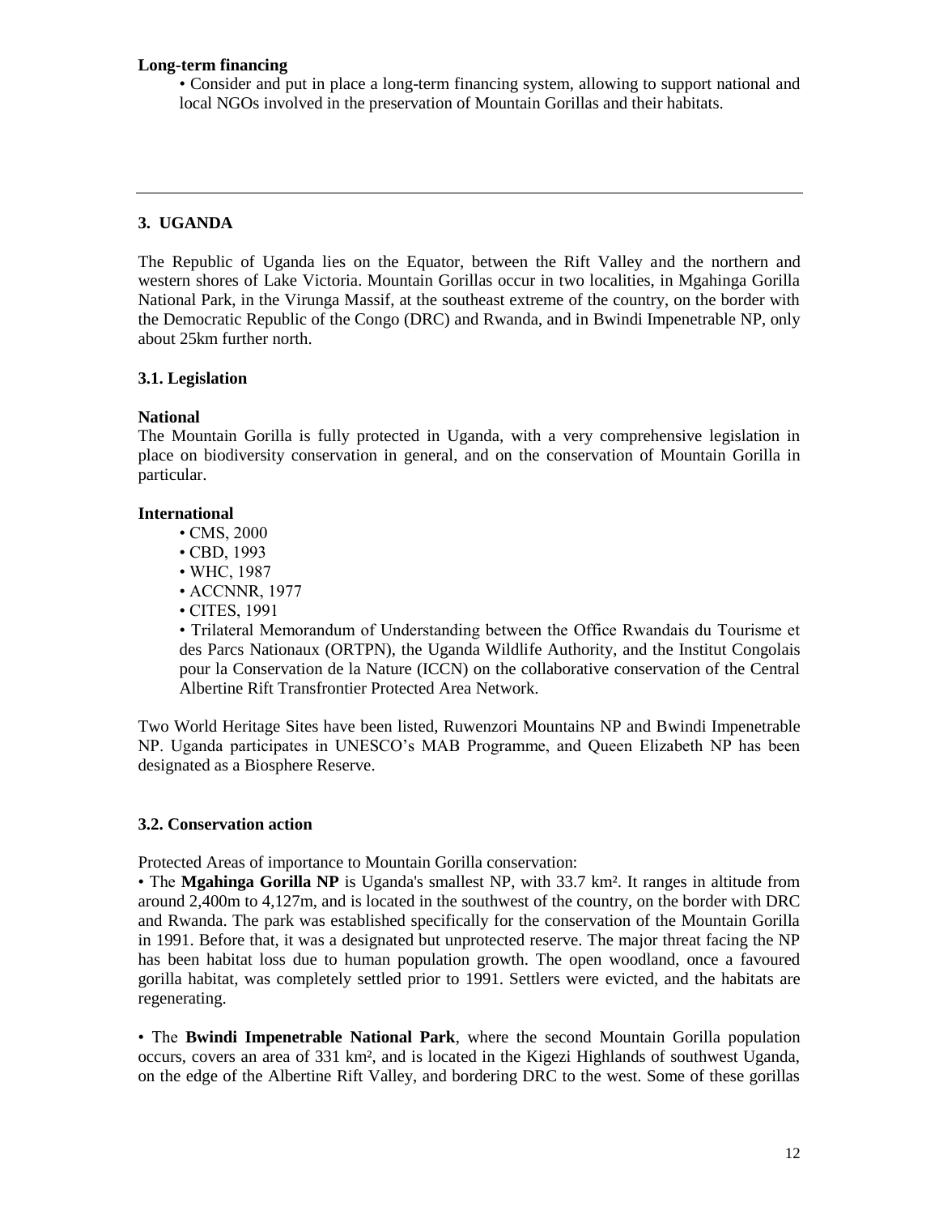**Long-term financing**

- Consider and put in place a long-term financing system, allowing to support national and local NGOs involved in the preservation of Mountain Gorillas and their habitats.

---

## 3. UGANDA

The Republic of Uganda lies on the Equator, between the Rift Valley and the northern and western shores of Lake Victoria. Mountain Gorillas occur in two localities, in Mgahinga Gorilla National Park, in the Virunga Massif, at the southeast extreme of the country, on the border with the Democratic Republic of the Congo (DRC) and Rwanda, and in Bwindi Impenetrable NP, only about 25km further north.

### 3.1. Legislation

**National**

The Mountain Gorilla is fully protected in Uganda, with a very comprehensive legislation in place on biodiversity conservation in general, and on the conservation of Mountain Gorilla in particular.

**International**

- CMS, 2000
- CBD, 1993
- WHC, 1987
- ACCNNR, 1977
- CITES, 1991
- Trilateral Memorandum of Understanding between the Office Rwandais du Tourisme et des Parcs Nationaux (ORTPN), the Uganda Wildlife Authority, and the Institut Congolais pour la Conservation de la Nature (ICCN) on the collaborative conservation of the Central Albertine Rift Transfrontier Protected Area Network.

Two World Heritage Sites have been listed, Ruwenzori Mountains NP and Bwindi Impenetrable NP. Uganda participates in UNESCO's MAB Programme, and Queen Elizabeth NP has been designated as a Biosphere Reserve.

### 3.2. Conservation action

Protected Areas of importance to Mountain Gorilla conservation:

- The **Mgahinga Gorilla NP** is Uganda's smallest NP, with 33.7 km². It ranges in altitude from around 2,400m to 4,127m, and is located in the southwest of the country, on the border with DRC and Rwanda. The park was established specifically for the conservation of the Mountain Gorilla in 1991. Before that, it was a designated but unprotected reserve. The major threat facing the NP has been habitat loss due to human population growth. The open woodland, once a favoured gorilla habitat, was completely settled prior to 1991. Settlers were evicted, and the habitats are regenerating.

- The **Bwindi Impenetrable National Park**, where the second Mountain Gorilla population occurs, covers an area of 331 km², and is located in the Kigezi Highlands of southwest Uganda, on the edge of the Albertine Rift Valley, and bordering DRC to the west. Some of these gorillas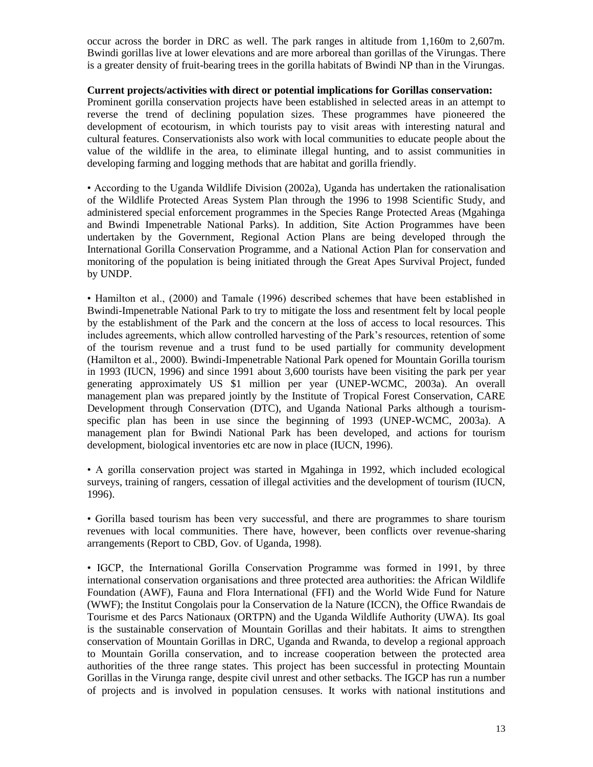occur across the border in DRC as well. The park ranges in altitude from 1,160m to 2,607m. Bwindi gorillas live at lower elevations and are more arboreal than gorillas of the Virungas. There is a greater density of fruit-bearing trees in the gorilla habitats of Bwindi NP than in the Virungas.

**Current projects/activities with direct or potential implications for Gorillas conservation:**

Prominent gorilla conservation projects have been established in selected areas in an attempt to reverse the trend of declining population sizes. These programmes have pioneered the development of ecotourism, in which tourists pay to visit areas with interesting natural and cultural features. Conservationists also work with local communities to educate people about the value of the wildlife in the area, to eliminate illegal hunting, and to assist communities in developing farming and logging methods that are habitat and gorilla friendly.

- According to the Uganda Wildlife Division (2002a), Uganda has undertaken the rationalisation of the Wildlife Protected Areas System Plan through the 1996 to 1998 Scientific Study, and administered special enforcement programmes in the Species Range Protected Areas (Mgahinga and Bwindi Impenetrable National Parks). In addition, Site Action Programmes have been undertaken by the Government, Regional Action Plans are being developed through the International Gorilla Conservation Programme, and a National Action Plan for conservation and monitoring of the population is being initiated through the Great Apes Survival Project, funded by UNDP.

- Hamilton et al., (2000) and Tamale (1996) described schemes that have been established in Bwindi-Impenetrable National Park to try to mitigate the loss and resentment felt by local people by the establishment of the Park and the concern at the loss of access to local resources. This includes agreements, which allow controlled harvesting of the Park's resources, retention of some of the tourism revenue and a trust fund to be used partially for community development (Hamilton et al., 2000). Bwindi-Impenetrable National Park opened for Mountain Gorilla tourism in 1993 (IUCN, 1996) and since 1991 about 3,600 tourists have been visiting the park per year generating approximately US $1 million per year (UNEP-WCMC, 2003a). An overall management plan was prepared jointly by the Institute of Tropical Forest Conservation, CARE Development through Conservation (DTC), and Uganda National Parks although a tourism-specific plan has been in use since the beginning of 1993 (UNEP-WCMC, 2003a). A management plan for Bwindi National Park has been developed, and actions for tourism development, biological inventories etc are now in place (IUCN, 1996).

- A gorilla conservation project was started in Mgahinga in 1992, which included ecological surveys, training of rangers, cessation of illegal activities and the development of tourism (IUCN, 1996).

- Gorilla based tourism has been very successful, and there are programmes to share tourism revenues with local communities. There have, however, been conflicts over revenue-sharing arrangements (Report to CBD, Gov. of Uganda, 1998).

- IGCP, the International Gorilla Conservation Programme was formed in 1991, by three international conservation organisations and three protected area authorities: the African Wildlife Foundation (AWF), Fauna and Flora International (FFI) and the World Wide Fund for Nature (WWF); the Institut Congolais pour la Conservation de la Nature (ICCN), the Office Rwandais de Tourisme et des Parcs Nationaux (ORTPN) and the Uganda Wildlife Authority (UWA). Its goal is the sustainable conservation of Mountain Gorillas and their habitats. It aims to strengthen conservation of Mountain Gorillas in DRC, Uganda and Rwanda, to develop a regional approach to Mountain Gorilla conservation, and to increase cooperation between the protected area authorities of the three range states. This project has been successful in protecting Mountain Gorillas in the Virunga range, despite civil unrest and other setbacks. The IGCP has run a number of projects and is involved in population censuses. It works with national institutions and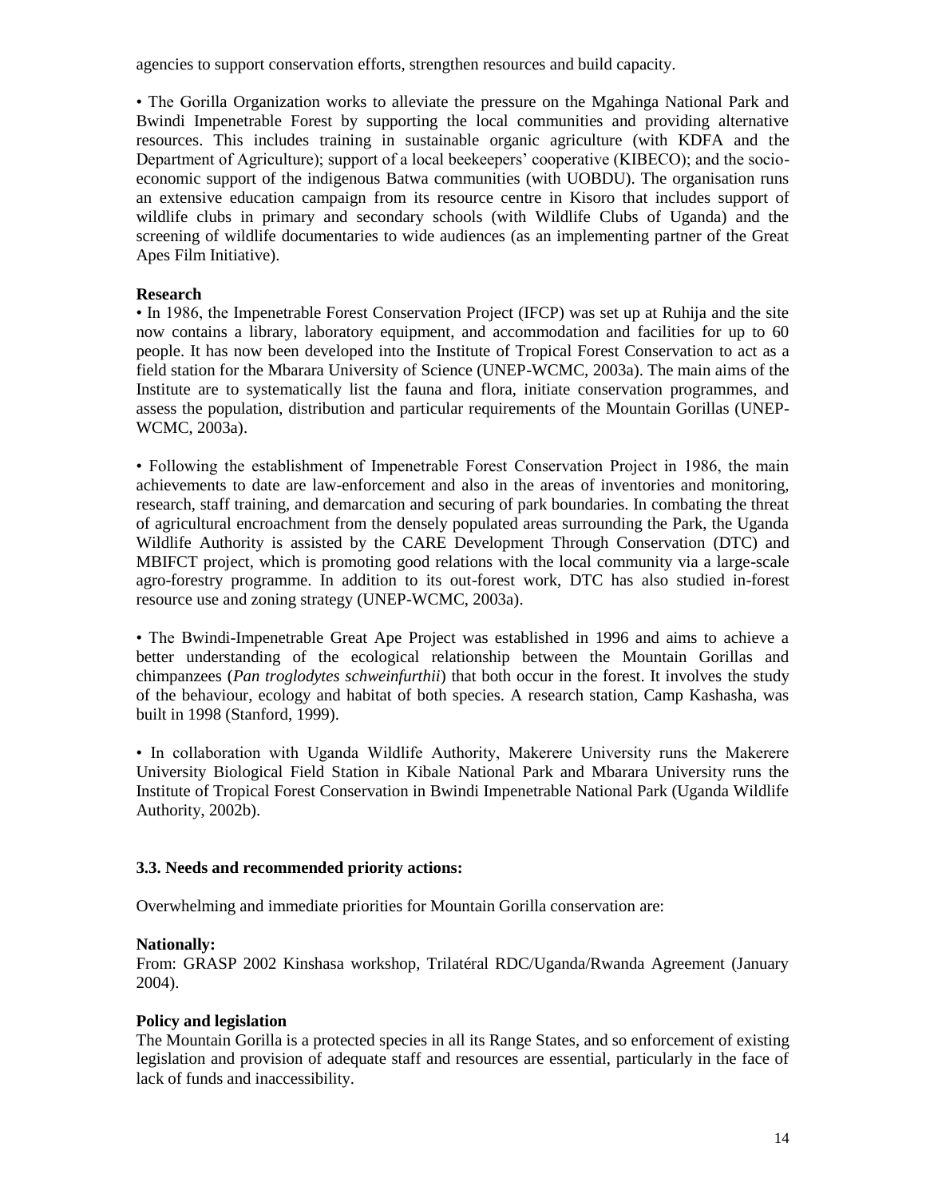agencies to support conservation efforts, strengthen resources and build capacity.

• The Gorilla Organization works to alleviate the pressure on the Mgahinga National Park and Bwindi Impenetrable Forest by supporting the local communities and providing alternative resources. This includes training in sustainable organic agriculture (with KDFA and the Department of Agriculture); support of a local beekeepers' cooperative (KIBECO); and the socio-economic support of the indigenous Batwa communities (with UOBDU). The organisation runs an extensive education campaign from its resource centre in Kisoro that includes support of wildlife clubs in primary and secondary schools (with Wildlife Clubs of Uganda) and the screening of wildlife documentaries to wide audiences (as an implementing partner of the Great Apes Film Initiative).

**Research**

• In 1986, the Impenetrable Forest Conservation Project (IFCP) was set up at Ruhija and the site now contains a library, laboratory equipment, and accommodation and facilities for up to 60 people. It has now been developed into the Institute of Tropical Forest Conservation to act as a field station for the Mbarara University of Science (UNEP-WCMC, 2003a). The main aims of the Institute are to systematically list the fauna and flora, initiate conservation programmes, and assess the population, distribution and particular requirements of the Mountain Gorillas (UNEP-WCMC, 2003a).

• Following the establishment of Impenetrable Forest Conservation Project in 1986, the main achievements to date are law-enforcement and also in the areas of inventories and monitoring, research, staff training, and demarcation and securing of park boundaries. In combating the threat of agricultural encroachment from the densely populated areas surrounding the Park, the Uganda Wildlife Authority is assisted by the CARE Development Through Conservation (DTC) and MBIFCT project, which is promoting good relations with the local community via a large-scale agro-forestry programme. In addition to its out-forest work, DTC has also studied in-forest resource use and zoning strategy (UNEP-WCMC, 2003a).

• The Bwindi-Impenetrable Great Ape Project was established in 1996 and aims to achieve a better understanding of the ecological relationship between the Mountain Gorillas and chimpanzees (*Pan troglodytes schweinfurthii*) that both occur in the forest. It involves the study of the behaviour, ecology and habitat of both species. A research station, Camp Kashasha, was built in 1998 (Stanford, 1999).

• In collaboration with Uganda Wildlife Authority, Makerere University runs the Makerere University Biological Field Station in Kibale National Park and Mbarara University runs the Institute of Tropical Forest Conservation in Bwindi Impenetrable National Park (Uganda Wildlife Authority, 2002b).

### 3.3. Needs and recommended priority actions:

Overwhelming and immediate priorities for Mountain Gorilla conservation are:

**Nationally:**

From: GRASP 2002 Kinshasa workshop, Trilatéral RDC/Uganda/Rwanda Agreement (January 2004).

**Policy and legislation**

The Mountain Gorilla is a protected species in all its Range States, and so enforcement of existing legislation and provision of adequate staff and resources are essential, particularly in the face of lack of funds and inaccessibility.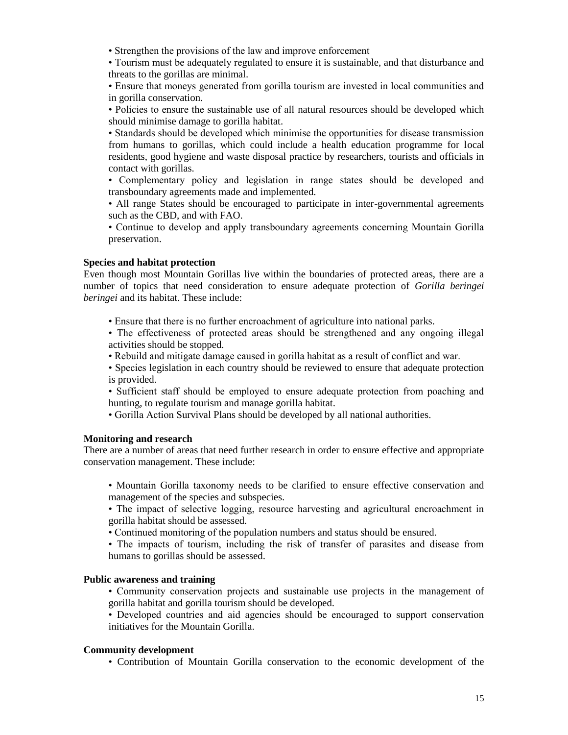- Strengthen the provisions of the law and improve enforcement
- Tourism must be adequately regulated to ensure it is sustainable, and that disturbance and threats to the gorillas are minimal.
- Ensure that moneys generated from gorilla tourism are invested in local communities and in gorilla conservation.
- Policies to ensure the sustainable use of all natural resources should be developed which should minimise damage to gorilla habitat.
- Standards should be developed which minimise the opportunities for disease transmission from humans to gorillas, which could include a health education programme for local residents, good hygiene and waste disposal practice by researchers, tourists and officials in contact with gorillas.
- Complementary policy and legislation in range states should be developed and transboundary agreements made and implemented.
- All range States should be encouraged to participate in inter-governmental agreements such as the CBD, and with FAO.
- Continue to develop and apply transboundary agreements concerning Mountain Gorilla preservation.

**Species and habitat protection**

Even though most Mountain Gorillas live within the boundaries of protected areas, there are a number of topics that need consideration to ensure adequate protection of *Gorilla beringei beringei* and its habitat. These include:

- Ensure that there is no further encroachment of agriculture into national parks.
- The effectiveness of protected areas should be strengthened and any ongoing illegal activities should be stopped.
- Rebuild and mitigate damage caused in gorilla habitat as a result of conflict and war.
- Species legislation in each country should be reviewed to ensure that adequate protection is provided.
- Sufficient staff should be employed to ensure adequate protection from poaching and hunting, to regulate tourism and manage gorilla habitat.
- Gorilla Action Survival Plans should be developed by all national authorities.

**Monitoring and research**

There are a number of areas that need further research in order to ensure effective and appropriate conservation management. These include:

- Mountain Gorilla taxonomy needs to be clarified to ensure effective conservation and management of the species and subspecies.
- The impact of selective logging, resource harvesting and agricultural encroachment in gorilla habitat should be assessed.
- Continued monitoring of the population numbers and status should be ensured.
- The impacts of tourism, including the risk of transfer of parasites and disease from humans to gorillas should be assessed.

**Public awareness and training**

- Community conservation projects and sustainable use projects in the management of gorilla habitat and gorilla tourism should be developed.
- Developed countries and aid agencies should be encouraged to support conservation initiatives for the Mountain Gorilla.

**Community development**

- Contribution of Mountain Gorilla conservation to the economic development of the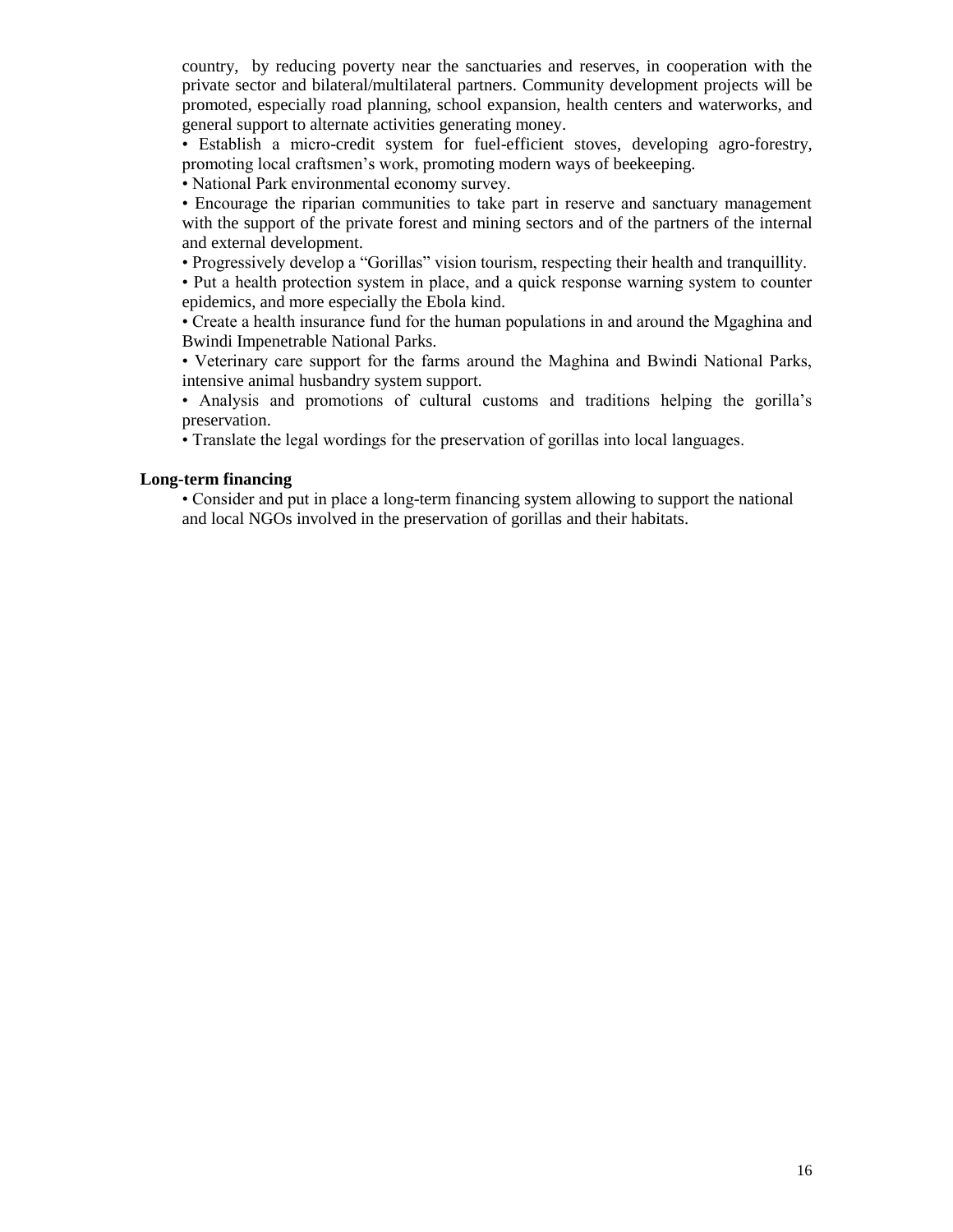country, by reducing poverty near the sanctuaries and reserves, in cooperation with the private sector and bilateral/multilateral partners. Community development projects will be promoted, especially road planning, school expansion, health centers and waterworks, and general support to alternate activities generating money.

• Establish a micro-credit system for fuel-efficient stoves, developing agro-forestry, promoting local craftsmen's work, promoting modern ways of beekeeping.

• National Park environmental economy survey.

• Encourage the riparian communities to take part in reserve and sanctuary management with the support of the private forest and mining sectors and of the partners of the internal and external development.

• Progressively develop a "Gorillas" vision tourism, respecting their health and tranquillity.

• Put a health protection system in place, and a quick response warning system to counter epidemics, and more especially the Ebola kind.

• Create a health insurance fund for the human populations in and around the Mgaghina and Bwindi Impenetrable National Parks.

• Veterinary care support for the farms around the Maghina and Bwindi National Parks, intensive animal husbandry system support.

• Analysis and promotions of cultural customs and traditions helping the gorilla's preservation.

• Translate the legal wordings for the preservation of gorillas into local languages.

**Long-term financing**

• Consider and put in place a long-term financing system allowing to support the national and local NGOs involved in the preservation of gorillas and their habitats.